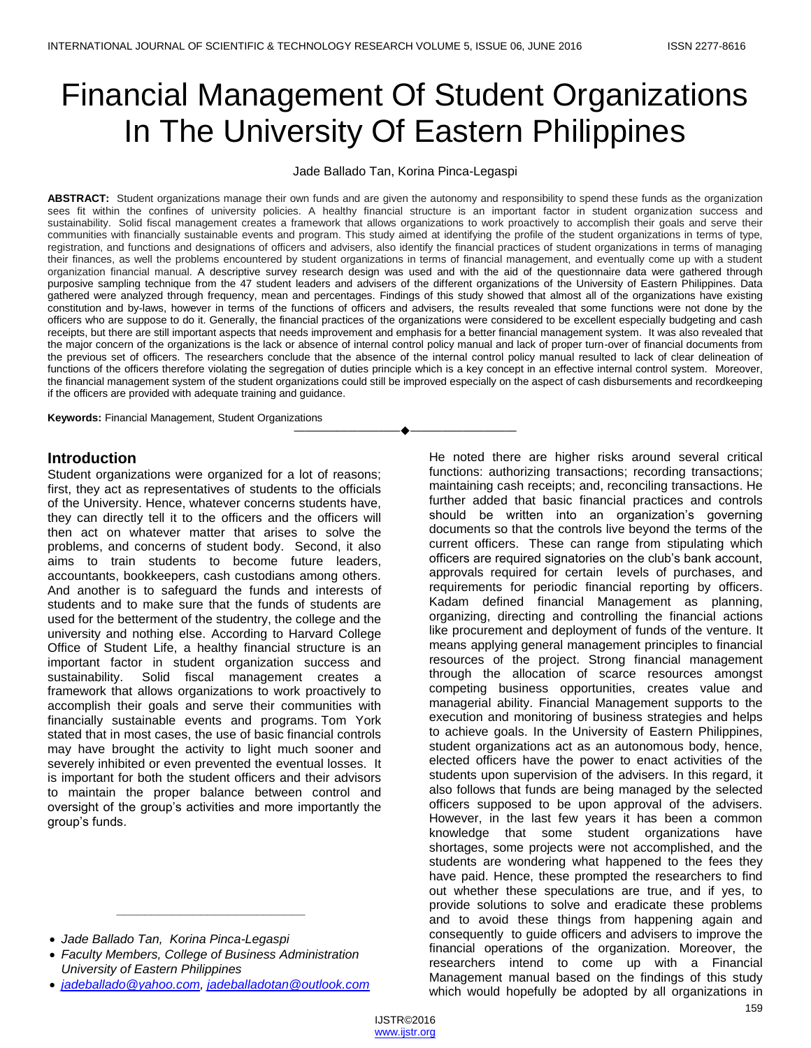# Financial Management Of Student Organizations In The University Of Eastern Philippines

Jade Ballado Tan, Korina Pinca-Legaspi

**ABSTRACT:** Student organizations manage their own funds and are given the autonomy and responsibility to spend these funds as the organization sees fit within the confines of university policies. A healthy financial structure is an important factor in student organization success and sustainability. Solid fiscal management creates a framework that allows organizations to work proactively to accomplish their goals and serve their communities with financially sustainable events and program. This study aimed at identifying the profile of the student organizations in terms of type, registration, and functions and designations of officers and advisers, also identify the financial practices of student organizations in terms of managing their finances, as well the problems encountered by student organizations in terms of financial management, and eventually come up with a student organization financial manual. A descriptive survey research design was used and with the aid of the questionnaire data were gathered through purposive sampling technique from the 47 student leaders and advisers of the different organizations of the University of Eastern Philippines. Data gathered were analyzed through frequency, mean and percentages. Findings of this study showed that almost all of the organizations have existing constitution and by-laws, however in terms of the functions of officers and advisers, the results revealed that some functions were not done by the officers who are suppose to do it. Generally, the financial practices of the organizations were considered to be excellent especially budgeting and cash receipts, but there are still important aspects that needs improvement and emphasis for a better financial management system. It was also revealed that the major concern of the organizations is the lack or absence of internal control policy manual and lack of proper turn-over of financial documents from the previous set of officers. The researchers conclude that the absence of the internal control policy manual resulted to lack of clear delineation of functions of the officers therefore violating the segregation of duties principle which is a key concept in an effective internal control system. Moreover, the financial management system of the student organizations could still be improved especially on the aspect of cash disbursements and recordkeeping if the officers are provided with adequate training and guidance.

**Keywords:** Financial Management, Student Organizations

## Introduction

Student organizations were organized for a lot of reasons; first, they act as representatives of students to the officials of the University. Hence, whatever concerns students have, they can directly tell it to the officers and the officers will then act on whatever matter that arises to solve the problems, and concerns of student body. Second, it also aims to train students to become future leaders, accountants, bookkeepers, cash custodians among others. And another is to safeguard the funds and interests of students and to make sure that the funds of students are used for the betterment of the studentry, the college and the university and nothing else. According to Harvard College Office of Student Life, a healthy financial structure is an important factor in student organization success and sustainability. Solid fiscal management creates a framework that allows organizations to work proactively to accomplish their goals and serve their communities with financially sustainable events and programs. Tom York stated that in most cases, the use of basic financial controls may have brought the activity to light much sooner and severely inhibited or even prevented the eventual losses. It is important for both the student officers and their advisors to maintain the proper balance between control and oversight of the group's activities and more importantly the group's funds.

He noted there are higher risks around several critical functions: authorizing transactions; recording transactions; maintaining cash receipts; and, reconciling transactions. He further added that basic financial practices and controls should be written into an organization's governing documents so that the controls live beyond the terms of the current officers. These can range from stipulating which officers are required signatories on the club's bank account, approvals required for certain levels of purchases, and requirements for periodic financial reporting by officers. Kadam defined financial Management as planning, organizing, directing and controlling the financial actions like procurement and deployment of funds of the venture. It means applying general management principles to financial resources of the project. Strong financial management through the allocation of scarce resources amongst competing business opportunities, creates value and managerial ability. Financial Management supports to the execution and monitoring of business strategies and helps to achieve goals. In the University of Eastern Philippines, student organizations act as an autonomous body, hence, elected officers have the power to enact activities of the students upon supervision of the advisers. In this regard, it also follows that funds are being managed by the selected officers supposed to be upon approval of the advisers. However, in the last few years it has been a common knowledge that some student organizations have shortages, some projects were not accomplished, and the students are wondering what happened to the fees they have paid. Hence, these prompted the researchers to find out whether these speculations are true, and if yes, to provide solutions to solve and eradicate these problems and to avoid these things from happening again and consequently to guide officers and advisers to improve the financial operations of the organization. Moreover, the researchers intend to come up with a Financial Management manual based on the findings of this study which would hopefully be adopted by all organizations in

---

- *Jade Ballado Tan, Korina Pinca-Legaspi*
- *Faculty Members, College of Business Administration University of Eastern Philippines*
- *jadeballado@yahoo.com, jadeballadotan@outlook.com*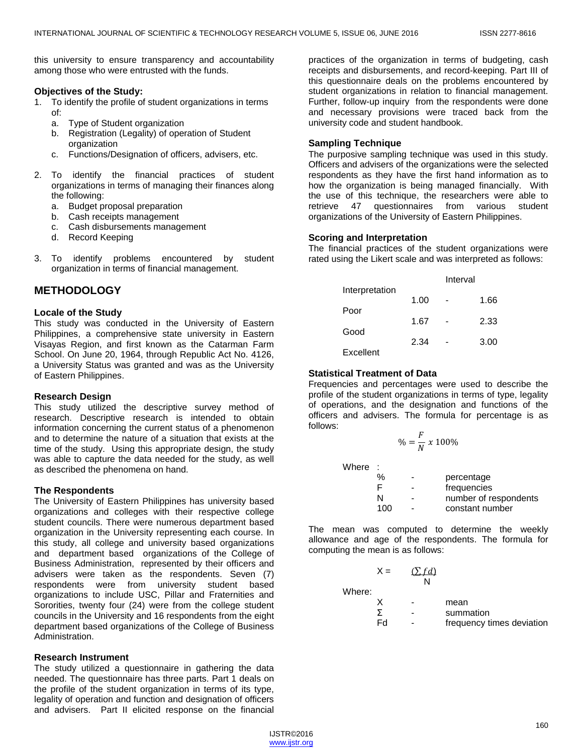this university to ensure transparency and accountability among those who were entrusted with the funds.

**Objectives of the Study:**

1. To identify the profile of student organizations in terms of:
   a. Type of Student organization
   b. Registration (Legality) of operation of Student organization
   c. Functions/Designation of officers, advisers, etc.

2. To identify the financial practices of student organizations in terms of managing their finances along the following:
   a. Budget proposal preparation
   b. Cash receipts management
   c. Cash disbursements management
   d. Record Keeping

3. To identify problems encountered by student organization in terms of financial management.

## METHODOLOGY

**Locale of the Study**

This study was conducted in the University of Eastern Philippines, a comprehensive state university in Eastern Visayas Region, and first known as the Catarman Farm School. On June 20, 1964, through Republic Act No. 4126, a University Status was granted and was as the University of Eastern Philippines.

**Research Design**

This study utilized the descriptive survey method of research. Descriptive research is intended to obtain information concerning the current status of a phenomenon and to determine the nature of a situation that exists at the time of the study. Using this appropriate design, the study was able to capture the data needed for the study, as well as described the phenomena on hand.

**The Respondents**

The University of Eastern Philippines has university based organizations and colleges with their respective college student councils. There were numerous department based organization in the University representing each course. In this study, all college and university based organizations and department based organizations of the College of Business Administration, represented by their officers and advisers were taken as the respondents. Seven (7) respondents were from university student based organizations to include USC, Pillar and Fraternities and Sororities, twenty four (24) were from the college student councils in the University and 16 respondents from the eight department based organizations of the College of Business Administration.

**Research Instrument**

The study utilized a questionnaire in gathering the data needed. The questionnaire has three parts. Part 1 deals on the profile of the student organization in terms of its type, legality of operation and function and designation of officers and advisers. Part II elicited response on the financial practices of the organization in terms of budgeting, cash receipts and disbursements, and record-keeping. Part III of this questionnaire deals on the problems encountered by student organizations in relation to financial management. Further, follow-up inquiry from the respondents were done and necessary provisions were traced back from the university code and student handbook.

**Sampling Technique**

The purposive sampling technique was used in this study. Officers and advisers of the organizations were the selected respondents as they have the first hand information as to how the organization is being managed financially. With the use of this technique, the researchers were able to retrieve 47 questionnaires from various student organizations of the University of Eastern Philippines.

**Scoring and Interpretation**

The financial practices of the student organizations were rated using the Likert scale and was interpreted as follows:

| Interval | Interpretation |
|---|---|
| 1.00 - 1.66 | Poor |
| 1.67 - 2.33 | Good |
| 2.34 - 3.00 | Excellent |

**Statistical Treatment of Data**

Frequencies and percentages were used to describe the profile of the student organizations in terms of type, legality of operations, and the designation and functions of the officers and advisers. The formula for percentage is as follows:

$$\% = \frac{F}{N} \; x \; 100\%$$

Where :

| | | |
|---|---|---|
| % | - | percentage |
| F | - | frequencies |
| N | - | number of respondents |
| 100 | - | constant number |

The mean was computed to determine the weekly allowance and age of the respondents. The formula for computing the mean is as follows:

$$X = \frac{(\sum fd)}{N}$$

Where:

| | | |
|---|---|---|
| X | - | mean |
| Σ | - | summation |
| Fd | - | frequency times deviation |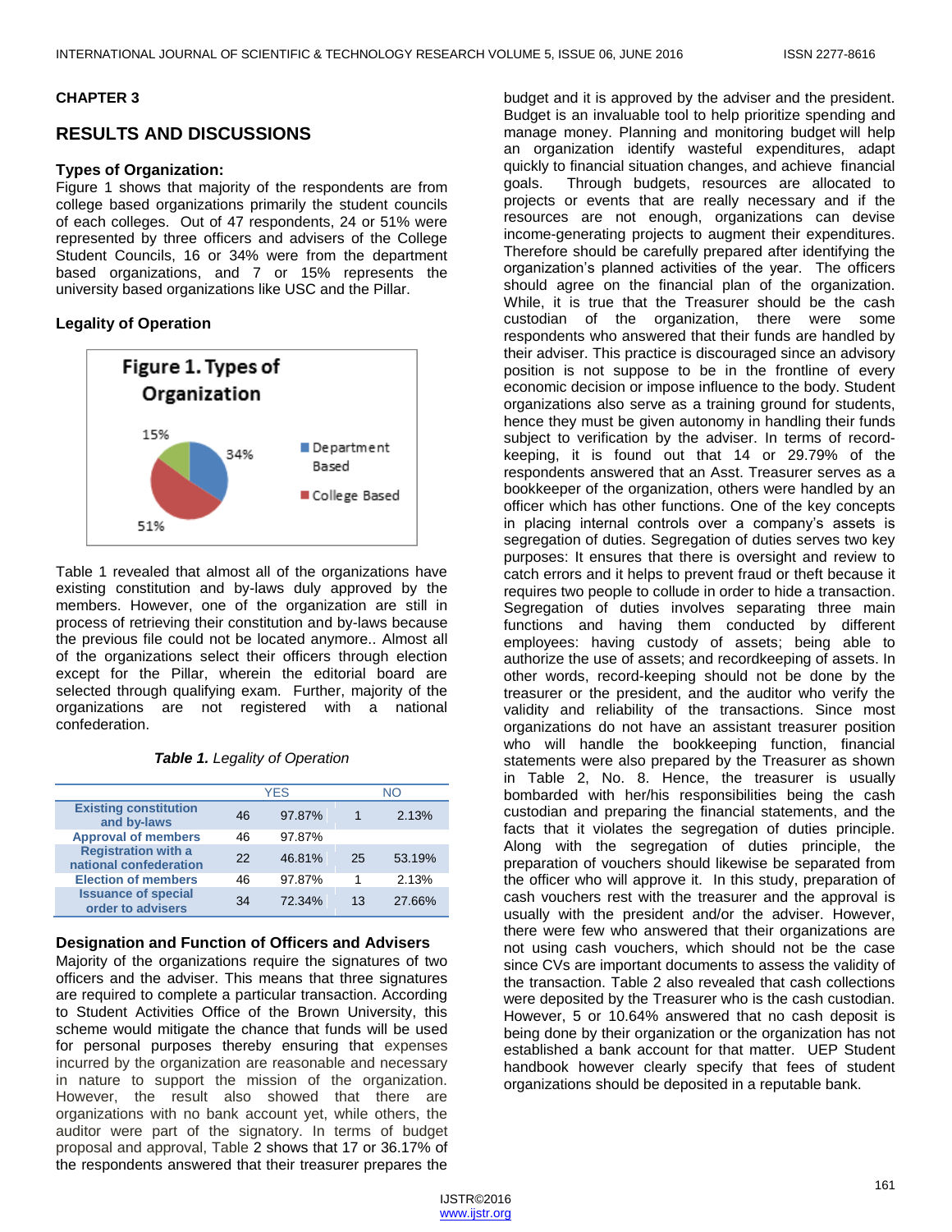## CHAPTER 3

## RESULTS AND DISCUSSIONS

### Types of Organization:

Figure 1 shows that majority of the respondents are from college based organizations primarily the student councils of each colleges. Out of 47 respondents, 24 or 51% were represented by three officers and advisers of the College Student Councils, 16 or 34% were from the department based organizations, and 7 or 15% represents the university based organizations like USC and the Pillar.

### Legality of Operation

Figure 1. Types of Organization

Table 1 revealed that almost all of the organizations have existing constitution and by-laws duly approved by the members. However, one of the organization are still in process of retrieving their constitution and by-laws because the previous file could not be located anymore.. Almost all of the organizations select their officers through election except for the Pillar, wherein the editorial board are selected through qualifying exam. Further, majority of the organizations are not registered with a national confederation.

***Table 1.*** *Legality of Operation*

| | YES | | NO | |
|---|---|---|---|---|
| Existing constitution and by-laws | 46 | 97.87% | 1 | 2.13% |
| Approval of members | 46 | 97.87% | | |
| Registration with a national confederation | 22 | 46.81% | 25 | 53.19% |
| Election of members | 46 | 97.87% | 1 | 2.13% |
| Issuance of special order to advisers | 34 | 72.34% | 13 | 27.66% |

### Designation and Function of Officers and Advisers

Majority of the organizations require the signatures of two officers and the adviser. This means that three signatures are required to complete a particular transaction. According to Student Activities Office of the Brown University, this scheme would mitigate the chance that funds will be used for personal purposes thereby ensuring that expenses incurred by the organization are reasonable and necessary in nature to support the mission of the organization. However, the result also showed that there are organizations with no bank account yet, while others, the auditor were part of the signatory. In terms of budget proposal and approval, Table 2 shows that 17 or 36.17% of the respondents answered that their treasurer prepares the budget and it is approved by the adviser and the president. Budget is an invaluable tool to help prioritize spending and manage money. Planning and monitoring budget will help an organization identify wasteful expenditures, adapt quickly to financial situation changes, and achieve financial goals. Through budgets, resources are allocated to projects or events that are really necessary and if the resources are not enough, organizations can devise income-generating projects to augment their expenditures. Therefore should be carefully prepared after identifying the organization's planned activities of the year. The officers should agree on the financial plan of the organization. While, it is true that the Treasurer should be the cash custodian of the organization, there were some respondents who answered that their funds are handled by their adviser. This practice is discouraged since an advisory position is not suppose to be in the frontline of every economic decision or impose influence to the body. Student organizations also serve as a training ground for students, hence they must be given autonomy in handling their funds subject to verification by the adviser. In terms of record-keeping, it is found out that 14 or 29.79% of the respondents answered that an Asst. Treasurer serves as a bookkeeper of the organization, others were handled by an officer which has other functions. One of the key concepts in placing internal controls over a company's assets is segregation of duties. Segregation of duties serves two key purposes: It ensures that there is oversight and review to catch errors and it helps to prevent fraud or theft because it requires two people to collude in order to hide a transaction. Segregation of duties involves separating three main functions and having them conducted by different employees: having custody of assets; being able to authorize the use of assets; and recordkeeping of assets. In other words, record-keeping should not be done by the treasurer or the president, and the auditor who verify the validity and reliability of the transactions. Since most organizations do not have an assistant treasurer position who will handle the bookkeeping function, financial statements were also prepared by the Treasurer as shown in Table 2, No. 8. Hence, the treasurer is usually bombarded with her/his responsibilities being the cash custodian and preparing the financial statements, and the facts that it violates the segregation of duties principle. Along with the segregation of duties principle, the preparation of vouchers should likewise be separated from the officer who will approve it. In this study, preparation of cash vouchers rest with the treasurer and the approval is usually with the president and/or the adviser. However, there were few who answered that their organizations are not using cash vouchers, which should not be the case since CVs are important documents to assess the validity of the transaction. Table 2 also revealed that cash collections were deposited by the Treasurer who is the cash custodian. However, 5 or 10.64% answered that no cash deposit is being done by their organization or the organization has not established a bank account for that matter. UEP Student handbook however clearly specify that fees of student organizations should be deposited in a reputable bank.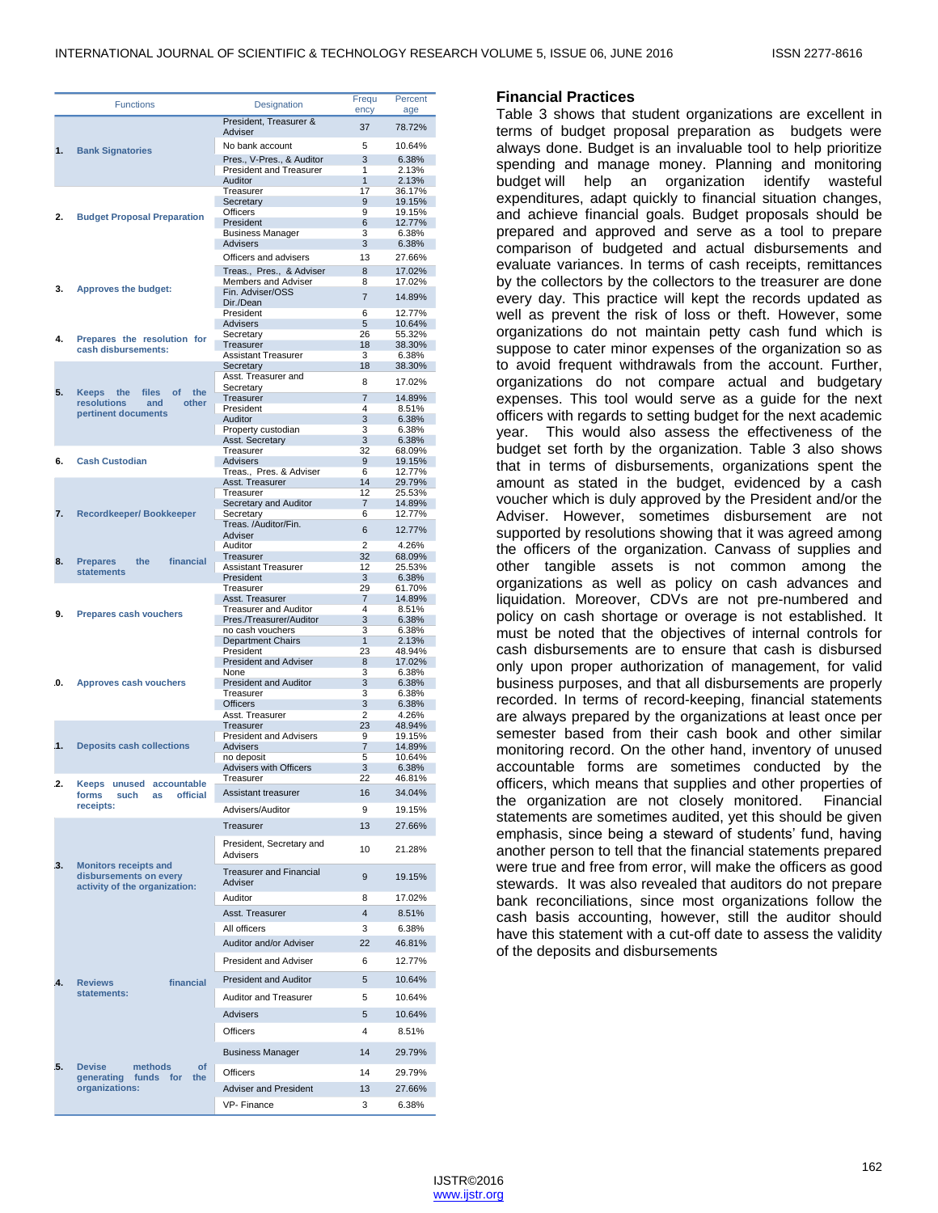| | Functions | Designation | Frequency | Percentage |
|---|---|---|---|---|
| 1. | **Bank Signatories** | President, Treasurer & Adviser | 37 | 78.72% |
| | | No bank account | 5 | 10.64% |
| | | Pres., V-Pres., & Auditor | 3 | 6.38% |
| | | President and Treasurer | 1 | 2.13% |
| | | Auditor | 1 | 2.13% |
| 2. | **Budget Proposal Preparation** | Treasurer | 17 | 36.17% |
| | | Secretary | 9 | 19.15% |
| | | Officers | 9 | 19.15% |
| | | President | 6 | 12.77% |
| | | Business Manager | 3 | 6.38% |
| | | Advisers | 3 | 6.38% |
| 3. | **Approves the budget:** | Officers and advisers | 13 | 27.66% |
| | | Treas., Pres., & Adviser | 8 | 17.02% |
| | | Members and Adviser | 8 | 17.02% |
| | | Fin. Adviser/OSS Dir./Dean | 7 | 14.89% |
| | | President | 6 | 12.77% |
| | | Advisers | 5 | 10.64% |
| 4. | **Prepares the resolution for cash disbursements:** | Secretary | 26 | 55.32% |
| | | Treasurer | 18 | 38.30% |
| | | Assistant Treasurer | 3 | 6.38% |
| 5. | **Keeps the files of the resolutions and other pertinent documents** | Secretary | 18 | 38.30% |
| | | Asst. Treasurer and Secretary | 8 | 17.02% |
| | | Treasurer | 7 | 14.89% |
| | | President | 4 | 8.51% |
| | | Auditor | 3 | 6.38% |
| | | Property custodian | 3 | 6.38% |
| | | Asst. Secretary | 3 | 6.38% |
| 6. | **Cash Custodian** | Treasurer | 32 | 68.09% |
| | | Advisers | 9 | 19.15% |
| | | Treas., Pres. & Adviser | 6 | 12.77% |
| 7. | **Recordkeeper/ Bookkeeper** | Asst. Treasurer | 14 | 29.79% |
| | | Treasurer | 12 | 25.53% |
| | | Secretary and Auditor | 7 | 14.89% |
| | | Secretary | 6 | 12.77% |
| | | Treas. /Auditor/Fin. Adviser | 6 | 12.77% |
| | | Auditor | 2 | 4.26% |
| 8. | **Prepares the financial statements** | Treasurer | 32 | 68.09% |
| | | Assistant Treasurer | 12 | 25.53% |
| | | President | 3 | 6.38% |
| 9. | **Prepares cash vouchers** | Treasurer | 29 | 61.70% |
| | | Asst. Treasurer | 7 | 14.89% |
| | | Treasurer and Auditor | 4 | 8.51% |
| | | Pres./Treasurer/Auditor | 3 | 6.38% |
| | | no cash vouchers | 3 | 6.38% |
| | | Department Chairs | 1 | 2.13% |
| 10. | **Approves cash vouchers** | President | 23 | 48.94% |
| | | President and Adviser | 8 | 17.02% |
| | | None | 3 | 6.38% |
| | | President and Auditor | 3 | 6.38% |
| | | Treasurer | 3 | 6.38% |
| | | Officers | 3 | 6.38% |
| | | Asst. Treasurer | 2 | 4.26% |
| 11. | **Deposits cash collections** | Treasurer | 23 | 48.94% |
| | | President and Advisers | 9 | 19.15% |
| | | Advisers | 7 | 14.89% |
| | | no deposit | 5 | 10.64% |
| | | Advisers with Officers | 3 | 6.38% |
| 12. | **Keeps unused accountable forms such as official receipts:** | Treasurer | 22 | 46.81% |
| | | Assistant treasurer | 16 | 34.04% |
| | | Advisers/Auditor | 9 | 19.15% |
| 13. | **Monitors receipts and disbursements on every activity of the organization:** | Treasurer | 13 | 27.66% |
| | | President, Secretary and Advisers | 10 | 21.28% |
| | | Treasurer and Financial Adviser | 9 | 19.15% |
| | | Auditor | 8 | 17.02% |
| | | Asst. Treasurer | 4 | 8.51% |
| | | All officers | 3 | 6.38% |
| 14. | **Reviews financial statements:** | Auditor and/or Adviser | 22 | 46.81% |
| | | President and Adviser | 6 | 12.77% |
| | | President and Auditor | 5 | 10.64% |
| | | Auditor and Treasurer | 5 | 10.64% |
| | | Advisers | 5 | 10.64% |
| | | Officers | 4 | 8.51% |
| 15. | **Devise methods of generating funds for the organizations:** | Business Manager | 14 | 29.79% |
| | | Officers | 14 | 29.79% |
| | | Adviser and President | 13 | 27.66% |
| | | VP- Finance | 3 | 6.38% |

### Financial Practices

Table 3 shows that student organizations are excellent in terms of budget proposal preparation as budgets were always done. Budget is an invaluable tool to help prioritize spending and manage money. Planning and monitoring budget will help an organization identify wasteful expenditures, adapt quickly to financial situation changes, and achieve financial goals. Budget proposals should be prepared and approved and serve as a tool to prepare comparison of budgeted and actual disbursements and evaluate variances. In terms of cash receipts, remittances by the collectors by the collectors to the treasurer are done every day. This practice will kept the records updated as well as prevent the risk of loss or theft. However, some organizations do not maintain petty cash fund which is suppose to cater minor expenses of the organization so as to avoid frequent withdrawals from the account. Further, organizations do not compare actual and budgetary expenses. This tool would serve as a guide for the next officers with regards to setting budget for the next academic year. This would also assess the effectiveness of the budget set forth by the organization. Table 3 also shows that in terms of disbursements, organizations spent the amount as stated in the budget, evidenced by a cash voucher which is duly approved by the President and/or the Adviser. However, sometimes disbursement are not supported by resolutions showing that it was agreed among the officers of the organization. Canvass of supplies and other tangible assets is not common among the organizations as well as policy on cash advances and liquidation. Moreover, CDVs are not pre-numbered and policy on cash shortage or overage is not established. It must be noted that the objectives of internal controls for cash disbursements are to ensure that cash is disbursed only upon proper authorization of management, for valid business purposes, and that all disbursements are properly recorded. In terms of record-keeping, financial statements are always prepared by the organizations at least once per semester based from their cash book and other similar monitoring record. On the other hand, inventory of unused accountable forms are sometimes conducted by the officers, which means that supplies and other properties of the organization are not closely monitored. Financial statements are sometimes audited, yet this should be given emphasis, since being a steward of students' fund, having another person to tell that the financial statements prepared were true and free from error, will make the officers as good stewards. It was also revealed that auditors do not prepare bank reconciliations, since most organizations follow the cash basis accounting, however, still the auditor should have this statement with a cut-off date to assess the validity of the deposits and disbursements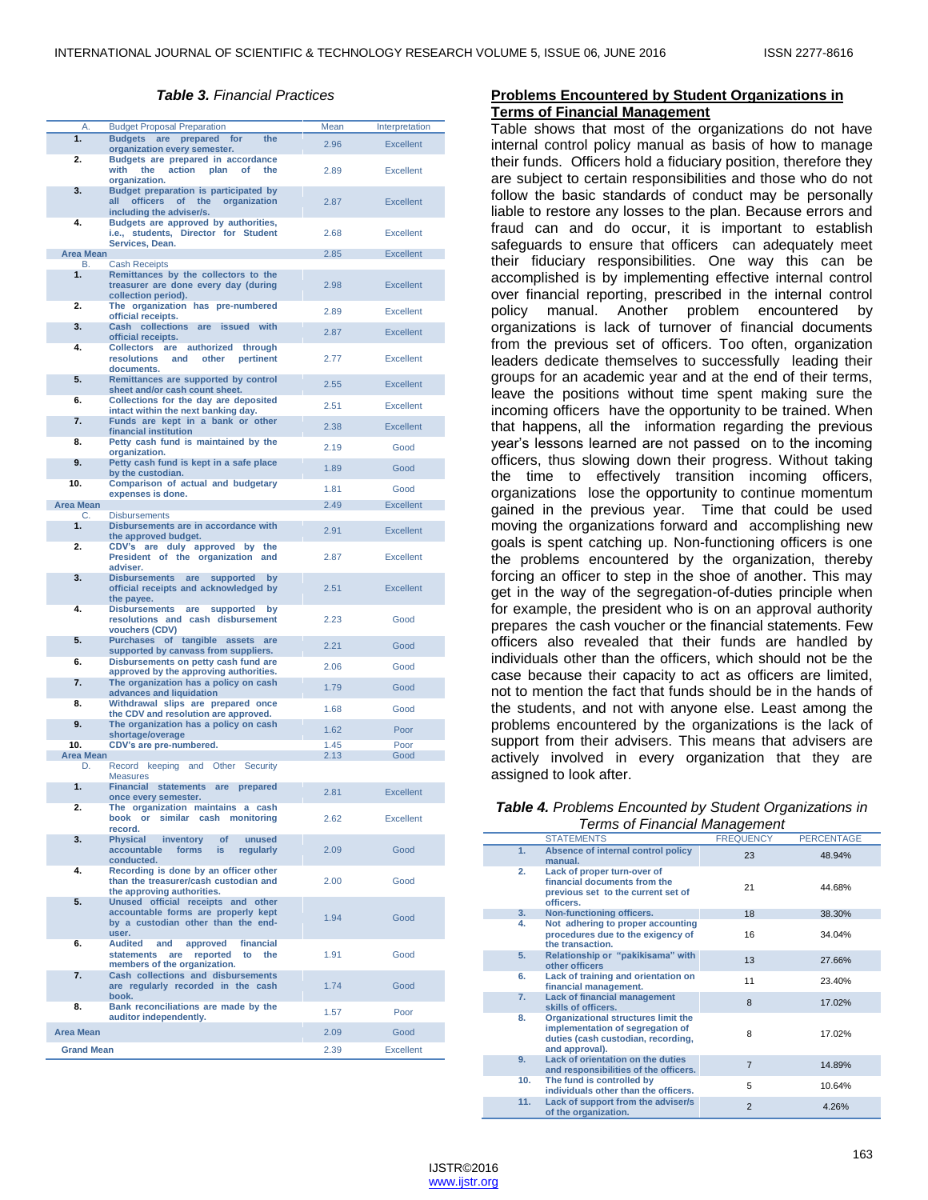***Table 3.*** *Financial Practices*

| | | Mean | Interpretation |
|---|---|---|---|
| A. | Budget Proposal Preparation | | |
| 1. | Budgets are prepared for the organization every semester. | 2.96 | Excellent |
| 2. | Budgets are prepared in accordance with the action plan of the organization. | 2.89 | Excellent |
| 3. | Budget preparation is participated by all officers of the organization including the adviser/s. | 2.87 | Excellent |
| 4. | Budgets are approved by authorities, i.e., students, Director for Student Services, Dean. | 2.68 | Excellent |
| Area Mean | | 2.85 | Excellent |
| B. | Cash Receipts | | |
| 1. | Remittances by the collectors to the treasurer are done every day (during collection period). | 2.98 | Excellent |
| 2. | The organization has pre-numbered official receipts. | 2.89 | Excellent |
| 3. | Cash collections are issued with official receipts. | 2.87 | Excellent |
| 4. | Collectors are authorized through resolutions and other pertinent documents. | 2.77 | Excellent |
| 5. | Remittances are supported by control sheet and/or cash count sheet. | 2.55 | Excellent |
| 6. | Collections for the day are deposited intact within the next banking day. | 2.51 | Excellent |
| 7. | Funds are kept in a bank or other financial institution | 2.38 | Excellent |
| 8. | Petty cash fund is maintained by the organization. | 2.19 | Good |
| 9. | Petty cash fund is kept in a safe place by the custodian. | 1.89 | Good |
| 10. | Comparison of actual and budgetary expenses is done. | 1.81 | Good |
| Area Mean | | 2.49 | Excellent |
| C. | Disbursements | | |
| 1. | Disbursements are in accordance with the approved budget. | 2.91 | Excellent |
| 2. | CDV's are duly approved by the President of the organization and adviser. | 2.87 | Excellent |
| 3. | Disbursements are supported by official receipts and acknowledged by the payee. | 2.51 | Excellent |
| 4. | Disbursements are supported by resolutions and cash disbursement vouchers (CDV) | 2.23 | Good |
| 5. | Purchases of tangible assets are supported by canvass from suppliers. | 2.21 | Good |
| 6. | Disbursements on petty cash fund are approved by the approving authorities. | 2.06 | Good |
| 7. | The organization has a policy on cash advances and liquidation | 1.79 | Good |
| 8. | Withdrawal slips are prepared once the CDV and resolution are approved. | 1.68 | Good |
| 9. | The organization has a policy on cash shortage/overage | 1.62 | Poor |
| 10. | CDV's are pre-numbered. | 1.45 | Poor |
| Area Mean | | 2.13 | Good |
| D. | Record keeping and Other Security Measures | | |
| 1. | Financial statements are prepared once every semester. | 2.81 | Excellent |
| 2. | The organization maintains a cash book or similar cash monitoring record. | 2.62 | Excellent |
| 3. | Physical inventory of unused accountable forms is regularly conducted. | 2.09 | Good |
| 4. | Recording is done by an officer other than the treasurer/cash custodian and the approving authorities. | 2.00 | Good |
| 5. | Unused official receipts and other accountable forms are properly kept by a custodian other than the end-user. | 1.94 | Good |
| 6. | Audited and approved financial statements are reported to the members of the organization. | 1.91 | Good |
| 7. | Cash collections and disbursements are regularly recorded in the cash book. | 1.74 | Good |
| 8. | Bank reconciliations are made by the auditor independently. | 1.57 | Poor |
| Area Mean | | 2.09 | Good |
| Grand Mean | | 2.39 | Excellent |

## Problems Encountered by Student Organizations in Terms of Financial Management

Table shows that most of the organizations do not have internal control policy manual as basis of how to manage their funds. Officers hold a fiduciary position, therefore they are subject to certain responsibilities and those who do not follow the basic standards of conduct may be personally liable to restore any losses to the plan. Because errors and fraud can and do occur, it is important to establish safeguards to ensure that officers can adequately meet their fiduciary responsibilities. One way this can be accomplished is by implementing effective internal control over financial reporting, prescribed in the internal control policy manual. Another problem encountered by organizations is lack of turnover of financial documents from the previous set of officers. Too often, organization leaders dedicate themselves to successfully leading their groups for an academic year and at the end of their terms, leave the positions without time spent making sure the incoming officers have the opportunity to be trained. When that happens, all the information regarding the previous year's lessons learned are not passed on to the incoming officers, thus slowing down their progress. Without taking the time to effectively transition incoming officers, organizations lose the opportunity to continue momentum gained in the previous year. Time that could be used moving the organizations forward and accomplishing new goals is spent catching up. Non-functioning officers is one the problems encountered by the organization, thereby forcing an officer to step in the shoe of another. This may get in the way of the segregation-of-duties principle when for example, the president who is on an approval authority prepares the cash voucher or the financial statements. Few officers also revealed that their funds are handled by individuals other than the officers, which should not be the case because their capacity to act as officers are limited, not to mention the fact that funds should be in the hands of the students, and not with anyone else. Least among the problems encountered by the organizations is the lack of support from their advisers. This means that advisers are actively involved in every organization that they are assigned to look after.

***Table 4.*** *Problems Encounted by Student Organizations in Terms of Financial Management*

| | STATEMENTS | FREQUENCY | PERCENTAGE |
|---|---|---|---|
| 1. | Absence of internal control policy manual. | 23 | 48.94% |
| 2. | Lack of proper turn-over of financial documents from the previous set to the current set of officers. | 21 | 44.68% |
| 3. | Non-functioning officers. | 18 | 38.30% |
| 4. | Not adhering to proper accounting procedures due to the exigency of the transaction. | 16 | 34.04% |
| 5. | Relationship or "pakikisama" with other officers | 13 | 27.66% |
| 6. | Lack of training and orientation on financial management. | 11 | 23.40% |
| 7. | Lack of financial management skills of officers. | 8 | 17.02% |
| 8. | Organizational structures limit the implementation of segregation of duties (cash custodian, recording, and approval). | 8 | 17.02% |
| 9. | Lack of orientation on the duties and responsibilities of the officers. | 7 | 14.89% |
| 10. | The fund is controlled by individuals other than the officers. | 5 | 10.64% |
| 11. | Lack of support from the adviser/s of the organization. | 2 | 4.26% |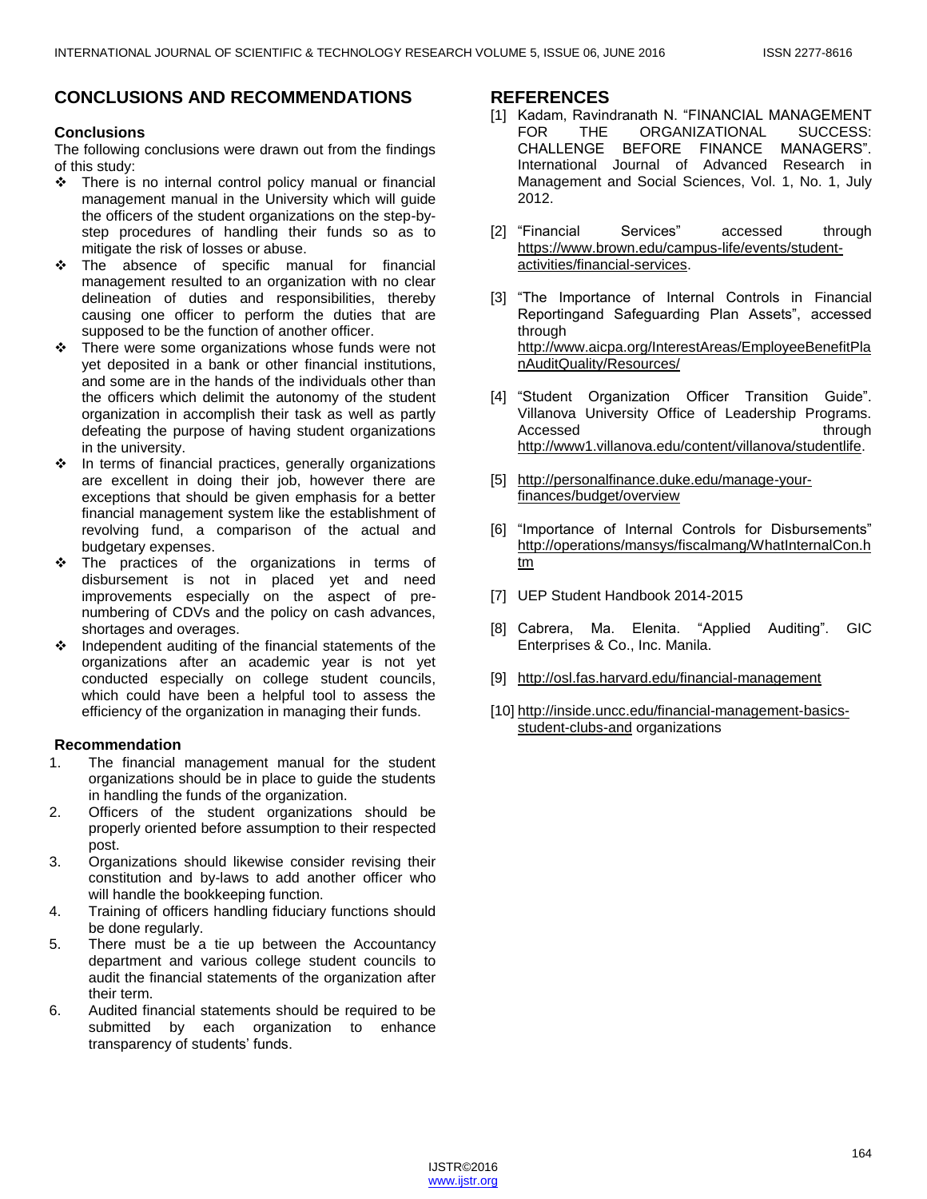## CONCLUSIONS AND RECOMMENDATIONS

### Conclusions

The following conclusions were drawn out from the findings of this study:

- There is no internal control policy manual or financial management manual in the University which will guide the officers of the student organizations on the step-by-step procedures of handling their funds so as to mitigate the risk of losses or abuse.
- The absence of specific manual for financial management resulted to an organization with no clear delineation of duties and responsibilities, thereby causing one officer to perform the duties that are supposed to be the function of another officer.
- There were some organizations whose funds were not yet deposited in a bank or other financial institutions, and some are in the hands of the individuals other than the officers which delimit the autonomy of the student organization in accomplish their task as well as partly defeating the purpose of having student organizations in the university.
- In terms of financial practices, generally organizations are excellent in doing their job, however there are exceptions that should be given emphasis for a better financial management system like the establishment of revolving fund, a comparison of the actual and budgetary expenses.
- The practices of the organizations in terms of disbursement is not in placed yet and need improvements especially on the aspect of pre-numbering of CDVs and the policy on cash advances, shortages and overages.
- Independent auditing of the financial statements of the organizations after an academic year is not yet conducted especially on college student councils, which could have been a helpful tool to assess the efficiency of the organization in managing their funds.

### Recommendation

1. The financial management manual for the student organizations should be in place to guide the students in handling the funds of the organization.
2. Officers of the student organizations should be properly oriented before assumption to their respected post.
3. Organizations should likewise consider revising their constitution and by-laws to add another officer who will handle the bookkeeping function.
4. Training of officers handling fiduciary functions should be done regularly.
5. There must be a tie up between the Accountancy department and various college student councils to audit the financial statements of the organization after their term.
6. Audited financial statements should be required to be submitted by each organization to enhance transparency of students' funds.

## REFERENCES

[1] Kadam, Ravindranath N. "FINANCIAL MANAGEMENT FOR THE ORGANIZATIONAL SUCCESS: CHALLENGE BEFORE FINANCE MANAGERS". International Journal of Advanced Research in Management and Social Sciences, Vol. 1, No. 1, July 2012.

[2] "Financial Services" accessed through https://www.brown.edu/campus-life/events/student-activities/financial-services.

[3] "The Importance of Internal Controls in Financial Reportingand Safeguarding Plan Assets", accessed through http://www.aicpa.org/InterestAreas/EmployeeBenefitPlanAuditQuality/Resources/

[4] "Student Organization Officer Transition Guide". Villanova University Office of Leadership Programs. Accessed through http://www1.villanova.edu/content/villanova/studentlife.

[5] http://personalfinance.duke.edu/manage-your-finances/budget/overview

[6] "Importance of Internal Controls for Disbursements" http://operations/mansys/fiscalmang/WhatInternalCon.htm

[7] UEP Student Handbook 2014-2015

[8] Cabrera, Ma. Elenita. "Applied Auditing". GIC Enterprises & Co., Inc. Manila.

[9] http://osl.fas.harvard.edu/financial-management

[10] http://inside.uncc.edu/financial-management-basics-student-clubs-and organizations